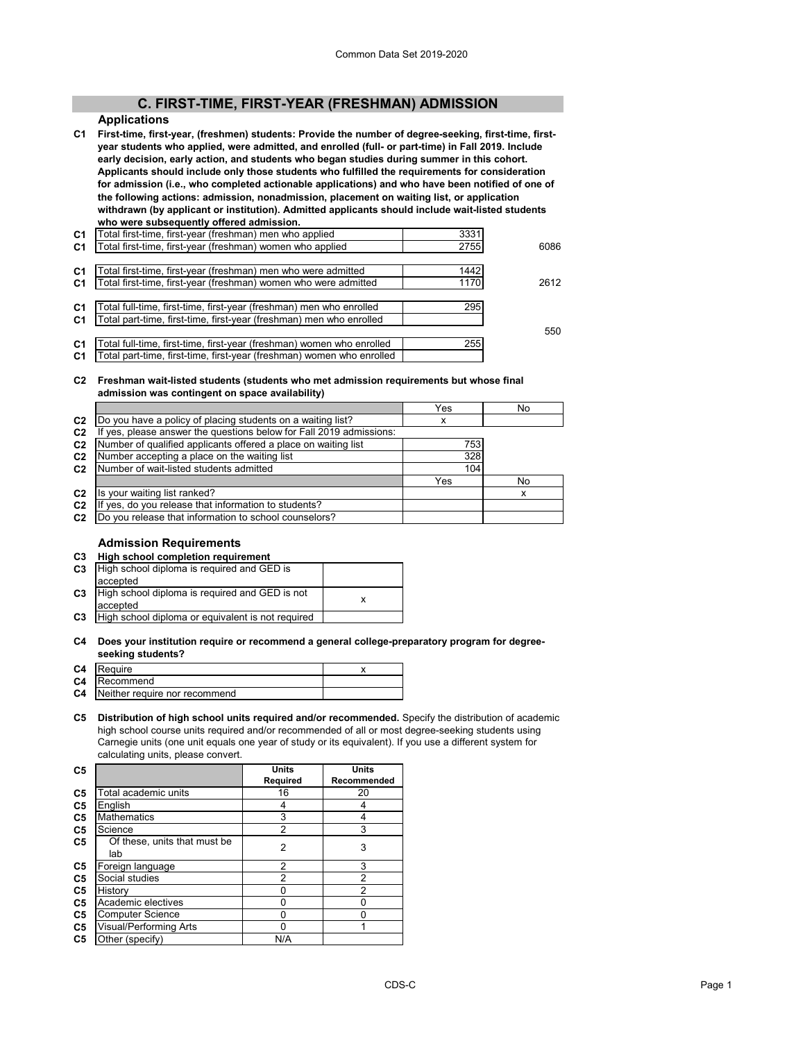## C. FIRST-TIME, FIRST-YEAR (FRESHMAN) ADMISSION

### Applications

**C1 First-time, first-year, (freshmen) students: Provide the number of degree-seeking, first-time, first-year students who applied, were admitted, and enrolled (full- or part-time) in Fall 2019. Include early decision, early action, and students who began studies during summer in this cohort. Applicants should include only those students who fulfilled the requirements for consideration for admission (i.e., who completed actionable applications) and who have been notified of one of the following actions: admission, nonadmission, placement on waiting list, or application withdrawn (by applicant or institution). Admitted applicants should include wait-listed students who were subsequently offered admission.**

| | | | |
|---|---|---|---|
| C1 | Total first-time, first-year (freshman) men who applied | 3331 | |
| C1 | Total first-time, first-year (freshman) women who applied | 2755 | 6086 |
| C1 | Total first-time, first-year (freshman) men who were admitted | 1442 | |
| C1 | Total first-time, first-year (freshman) women who were admitted | 1170 | 2612 |
| C1 | Total full-time, first-time, first-year (freshman) men who enrolled | 295 | |
| C1 | Total part-time, first-time, first-year (freshman) men who enrolled | | |
| | | | 550 |
| C1 | Total full-time, first-time, first-year (freshman) women who enrolled | 255 | |
| C1 | Total part-time, first-time, first-year (freshman) women who enrolled | | |

**C2 Freshman wait-listed students (students who met admission requirements but whose final admission was contingent on space availability)**

| | | Yes | No |
|---|---|---|---|
| C2 | Do you have a policy of placing students on a waiting list? | x | |
| C2 | If yes, please answer the questions below for Fall 2019 admissions: | | |
| C2 | Number of qualified applicants offered a place on waiting list | 753 | |
| C2 | Number accepting a place on the waiting list | 328 | |
| C2 | Number of wait-listed students admitted | 104 | |
| | | Yes | No |
| C2 | Is your waiting list ranked? | | x |
| C2 | If yes, do you release that information to students? | | |
| C2 | Do you release that information to school counselors? | | |

### Admission Requirements

**C3 High school completion requirement**

| | | |
|---|---|---|
| C3 | High school diploma is required and GED is accepted | |
| C3 | High school diploma is required and GED is not accepted | x |
| C3 | High school diploma or equivalent is not required | |

**C4 Does your institution require or recommend a general college-preparatory program for degree-seeking students?**

| | | |
|---|---|---|
| C4 | Require | x |
| C4 | Recommend | |
| C4 | Neither require nor recommend | |

**C5 Distribution of high school units required and/or recommended.** Specify the distribution of academic high school course units required and/or recommended of all or most degree-seeking students using Carnegie units (one unit equals one year of study or its equivalent). If you use a different system for calculating units, please convert.

| C5 | | Units Required | Units Recommended |
|---|---|---|---|
| C5 | Total academic units | 16 | 20 |
| C5 | English | 4 | 4 |
| C5 | Mathematics | 3 | 4 |
| C5 | Science | 2 | 3 |
| C5 | Of these, units that must be lab | 2 | 3 |
| C5 | Foreign language | 2 | 3 |
| C5 | Social studies | 2 | 2 |
| C5 | History | 0 | 2 |
| C5 | Academic electives | 0 | 0 |
| C5 | Computer Science | 0 | 0 |
| C5 | Visual/Performing Arts | 0 | 1 |
| C5 | Other (specify) | N/A | |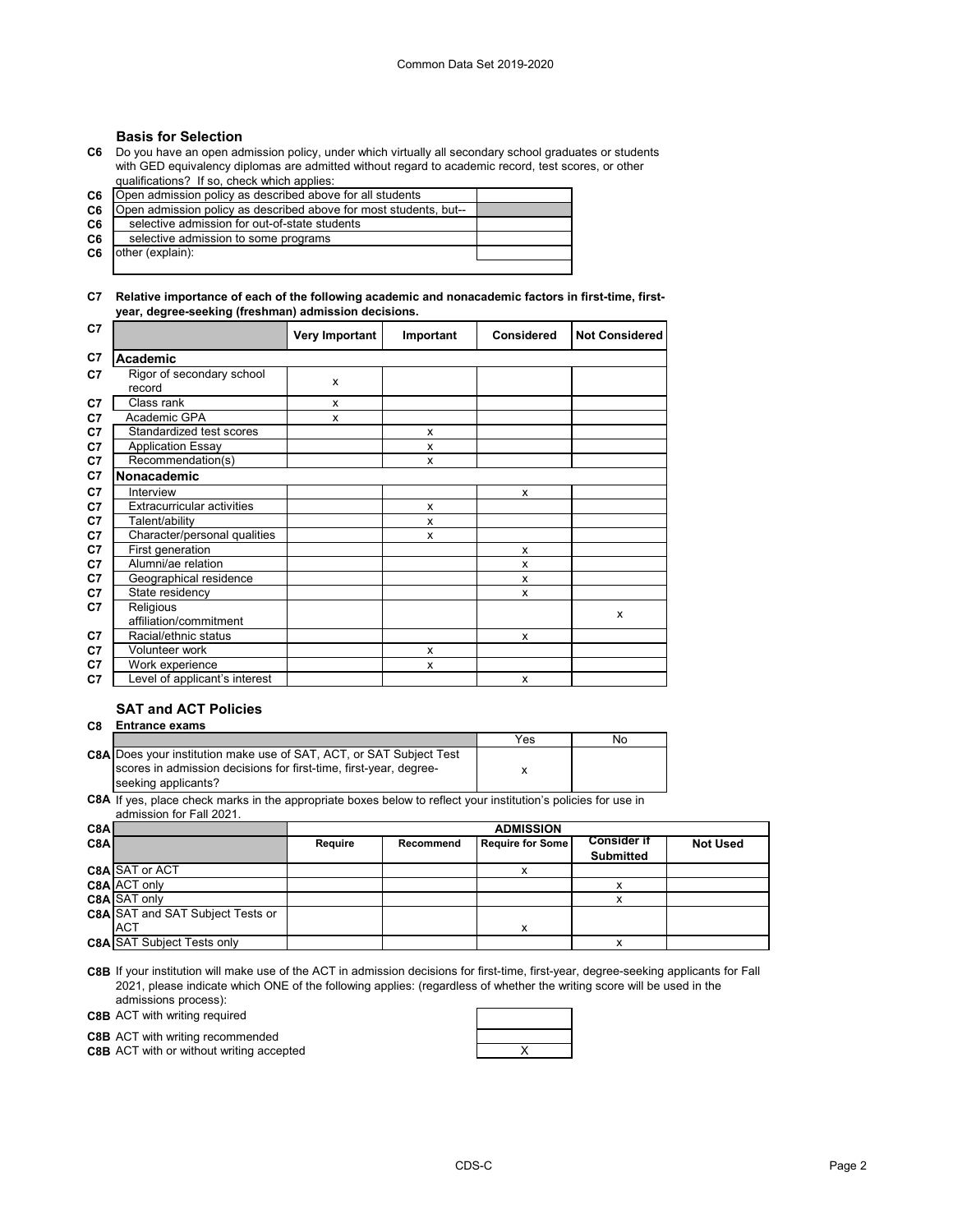## Basis for Selection

**C6** Do you have an open admission policy, under which virtually all secondary school graduates or students with GED equivalency diplomas are admitted without regard to academic record, test scores, or other qualifications? If so, check which applies:

| | | |
|---|---|---|
| C6 | Open admission policy as described above for all students | |
| C6 | Open admission policy as described above for most students, but-- | |
| C6 | selective admission for out-of-state students | |
| C6 | selective admission to some programs | |
| C6 | other (explain): | |

**C7 Relative importance of each of the following academic and nonacademic factors in first-time, first-year, degree-seeking (freshman) admission decisions.**

| C7 | | Very Important | Important | Considered | Not Considered |
|---|---|---|---|---|---|
| C7 | **Academic** | | | | |
| C7 | Rigor of secondary school record | x | | | |
| C7 | Class rank | x | | | |
| C7 | Academic GPA | x | | | |
| C7 | Standardized test scores | | x | | |
| C7 | Application Essay | | x | | |
| C7 | Recommendation(s) | | x | | |
| C7 | **Nonacademic** | | | | |
| C7 | Interview | | | x | |
| C7 | Extracurricular activities | | x | | |
| C7 | Talent/ability | | x | | |
| C7 | Character/personal qualities | | x | | |
| C7 | First generation | | | x | |
| C7 | Alumni/ae relation | | | x | |
| C7 | Geographical residence | | | x | |
| C7 | State residency | | | x | |
| C7 | Religious affiliation/commitment | | | | x |
| C7 | Racial/ethnic status | | | x | |
| C7 | Volunteer work | | x | | |
| C7 | Work experience | | x | | |
| C7 | Level of applicant's interest | | | x | |

## SAT and ACT Policies

**C8 Entrance exams**

| | | Yes | No |
|---|---|---|---|
| C8A | Does your institution make use of SAT, ACT, or SAT Subject Test scores in admission decisions for first-time, first-year, degree-seeking applicants? | x | |

**C8A** If yes, place check marks in the appropriate boxes below to reflect your institution's policies for use in admission for Fall 2021.

| C8A | | ADMISSION | | | | |
|---|---|---|---|---|---|---|
| C8A | | Require | Recommend | Require for Some | Consider if Submitted | Not Used |
| C8A | SAT or ACT | | | x | | |
| C8A | ACT only | | | | x | |
| C8A | SAT only | | | | x | |
| C8A | SAT and SAT Subject Tests or ACT | | | x | | |
| C8A | SAT Subject Tests only | | | | x | |

**C8B** If your institution will make use of the ACT in admission decisions for first-time, first-year, degree-seeking applicants for Fall 2021, please indicate which ONE of the following applies: (regardless of whether the writing score will be used in the admissions process):

| | | |
|---|---|---|
| C8B | ACT with writing required | |
| C8B | ACT with writing recommended | |
| C8B | ACT with or without writing accepted | X |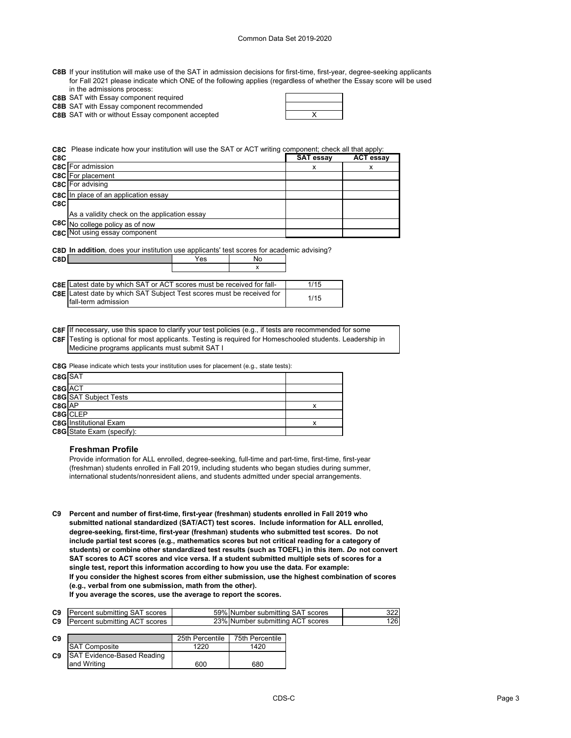**C8B** If your institution will make use of the SAT in admission decisions for first-time, first-year, degree-seeking applicants for Fall 2021 please indicate which ONE of the following applies (regardless of whether the Essay score will be used in the admissions process:

| | | |
|---|---|---|
| C8B | SAT with Essay component required | |
| C8B | SAT with Essay component recommended | |
| C8B | SAT with or without Essay component accepted | X |

**C8C** Please indicate how your institution will use the SAT or ACT writing component; check all that apply:

| C8C | | SAT essay | ACT essay |
|---|---|---|---|
| C8C | For admission | x | x |
| C8C | For placement | | |
| C8C | For advising | | |
| C8C | In place of an application essay | | |
| C8C | As a validity check on the application essay | | |
| C8C | No college policy as of now | | |
| C8C | Not using essay component | | |

**C8D** **In addition**, does your institution use applicants' test scores for academic advising?

| C8D | Yes | No |
|---|---|---|
| | | x |

| | | |
|---|---|---|
| C8E | Latest date by which SAT or ACT scores must be received for fall- | 1/15 |
| C8E | Latest date by which SAT Subject Test scores must be received for fall-term admission | 1/15 |

**C8F** If necessary, use this space to clarify your test policies (e.g., if tests are recommended for some

**C8F** Testing is optional for most applicants. Testing is required for Homeschooled students. Leadership in Medicine programs applicants must submit SAT I

**C8G** Please indicate which tests your institution uses for placement (e.g., state tests):

| | | |
|---|---|---|
| C8G | SAT | |
| C8G | ACT | |
| C8G | SAT Subject Tests | |
| C8G | AP | x |
| C8G | CLEP | |
| C8G | Institutional Exam | x |
| C8G | State Exam (specify): | |

### Freshman Profile

Provide information for ALL enrolled, degree-seeking, full-time and part-time, first-time, first-year (freshman) students enrolled in Fall 2019, including students who began studies during summer, international students/nonresident aliens, and students admitted under special arrangements.

**C9 Percent and number of first-time, first-year (freshman) students enrolled in Fall 2019 who submitted national standardized (SAT/ACT) test scores. Include information for ALL enrolled, degree-seeking, first-time, first-year (freshman) students who submitted test scores. Do not include partial test scores (e.g., mathematics scores but not critical reading for a category of students) or combine other standardized test results (such as TOEFL) in this item. *Do* not convert SAT scores to ACT scores and vice versa. If a student submitted multiple sets of scores for a single test, report this information according to how you use the data. For example: If you consider the highest scores from either submission, use the highest combination of scores (e.g., verbal from one submission, math from the other). If you average the scores, use the average to report the scores.**

| | | | | |
|---|---|---|---|---|
| C9 | Percent submitting SAT scores | 59% | Number submitting SAT scores | 322 |
| C9 | Percent submitting ACT scores | 23% | Number submitting ACT scores | 126 |

| C9 | | 25th Percentile | 75th Percentile |
|---|---|---|---|
| | SAT Composite | 1220 | 1420 |
| C9 | SAT Evidence-Based Reading and Writing | 600 | 680 |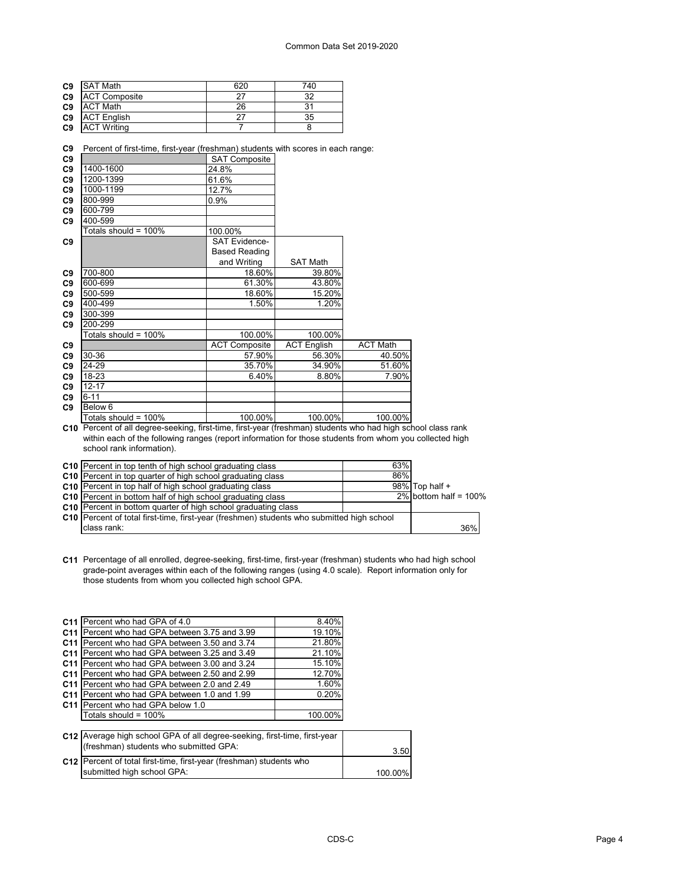| | | | |
|---|---|---|---|
| C9 | SAT Math | 620 | 740 |
| C9 | ACT Composite | 27 | 32 |
| C9 | ACT Math | 26 | 31 |
| C9 | ACT English | 27 | 35 |
| C9 | ACT Writing | 7 | 8 |

**C9** Percent of first-time, first-year (freshman) students with scores in each range:

| | | SAT Composite |
|---|---|---|
| C9 | 1400-1600 | 24.8% |
| C9 | 1200-1399 | 61.6% |
| C9 | 1000-1199 | 12.7% |
| C9 | 800-999 | 0.9% |
| C9 | 600-799 | |
| C9 | 400-599 | |
| | Totals should = 100% | 100.00% |

| | | SAT Evidence-Based Reading and Writing | SAT Math |
|---|---|---|---|
| C9 | 700-800 | 18.60% | 39.80% |
| C9 | 600-699 | 61.30% | 43.80% |
| C9 | 500-599 | 18.60% | 15.20% |
| C9 | 400-499 | 1.50% | 1.20% |
| C9 | 300-399 | | |
| C9 | 200-299 | | |
| | Totals should = 100% | 100.00% | 100.00% |

| | | ACT Composite | ACT English | ACT Math |
|---|---|---|---|---|
| C9 | 30-36 | 57.90% | 56.30% | 40.50% |
| C9 | 24-29 | 35.70% | 34.90% | 51.60% |
| C9 | 18-23 | 6.40% | 8.80% | 7.90% |
| C9 | 12-17 | | | |
| C9 | 6-11 | | | |
| C9 | Below 6 | | | |
| | Totals should = 100% | 100.00% | 100.00% | 100.00% |

**C10** Percent of all degree-seeking, first-time, first-year (freshman) students who had high school class rank within each of the following ranges (report information for those students from whom you collected high school rank information).

| | | | |
|---|---|---|---|
| C10 | Percent in top tenth of high school graduating class | 63% | |
| C10 | Percent in top quarter of high school graduating class | 86% | |
| C10 | Percent in top half of high school graduating class | 98% | Top half + |
| C10 | Percent in bottom half of high school graduating class | 2% | bottom half = 100% |
| C10 | Percent in bottom quarter of high school graduating class | | |
| C10 | Percent of total first-time, first-year (freshmen) students who submitted high school class rank: | | 36% |

**C11** Percentage of all enrolled, degree-seeking, first-time, first-year (freshman) students who had high school grade-point averages within each of the following ranges (using 4.0 scale). Report information only for those students from whom you collected high school GPA.

| | | |
|---|---|---|
| C11 | Percent who had GPA of 4.0 | 8.40% |
| C11 | Percent who had GPA between 3.75 and 3.99 | 19.10% |
| C11 | Percent who had GPA between 3.50 and 3.74 | 21.80% |
| C11 | Percent who had GPA between 3.25 and 3.49 | 21.10% |
| C11 | Percent who had GPA between 3.00 and 3.24 | 15.10% |
| C11 | Percent who had GPA between 2.50 and 2.99 | 12.70% |
| C11 | Percent who had GPA between 2.0 and 2.49 | 1.60% |
| C11 | Percent who had GPA between 1.0 and 1.99 | 0.20% |
| C11 | Percent who had GPA below 1.0 | |
| | Totals should = 100% | 100.00% |

| | | |
|---|---|---|
| C12 | Average high school GPA of all degree-seeking, first-time, first-year (freshman) students who submitted GPA: | 3.50 |
| C12 | Percent of total first-time, first-year (freshman) students who submitted high school GPA: | 100.00% |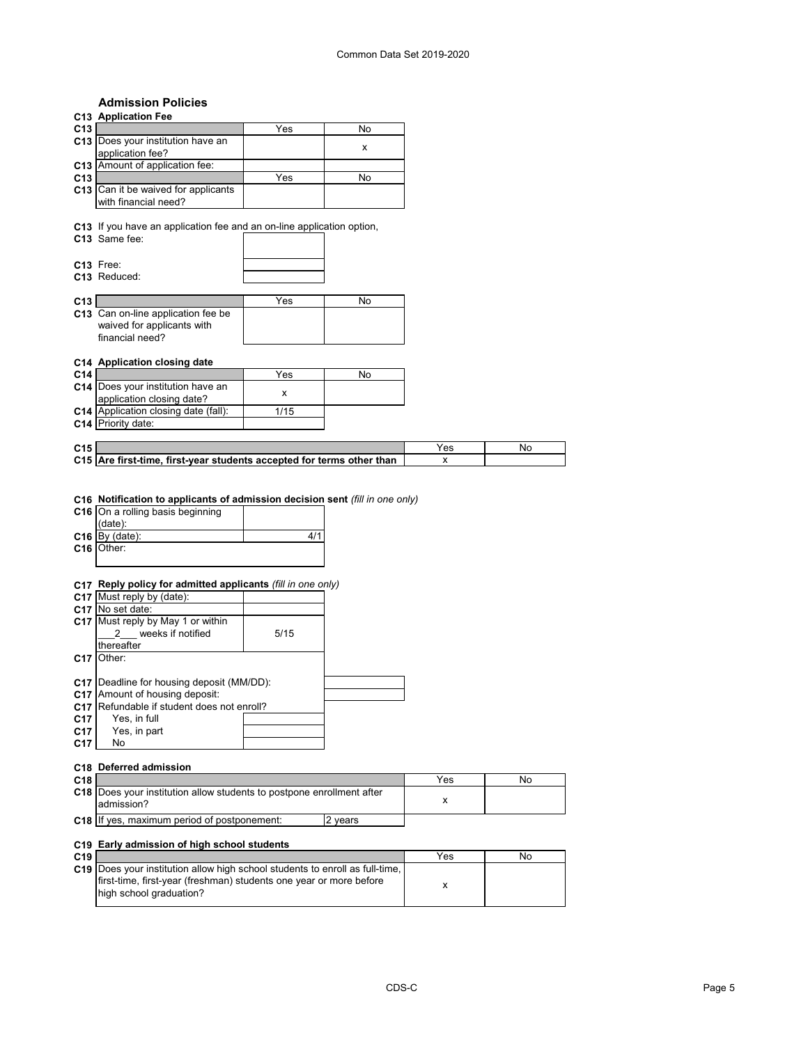## Admission Policies

### C13 Application Fee

| C13 | | Yes | No |
|---|---|---|---|
| C13 | Does your institution have an application fee? | | x |
| C13 | Amount of application fee: | | |

| C13 | | Yes | No |
|---|---|---|---|
| C13 | Can it be waived for applicants with financial need? | | |

C13 If you have an application fee and an on-line application option,

| C13 | | |
|---|---|---|
| C13 | Same fee: | |
| C13 | Free: | |
| C13 | Reduced: | |

| C13 | | Yes | No |
|---|---|---|---|
| C13 | Can on-line application fee be waived for applicants with financial need? | | |

### C14 Application closing date

| C14 | | Yes | No |
|---|---|---|---|
| C14 | Does your institution have an application closing date? | x | |
| C14 | Application closing date (fall): | 1/15 | |
| C14 | Priority date: | | |

| C15 | | Yes | No |
|---|---|---|---|
| C15 | **Are first-time, first-year students accepted for terms other than** | x | |

### C16 Notification to applicants of admission decision sent *(fill in one only)*

| C16 | | |
|---|---|---|
| C16 | On a rolling basis beginning (date): | |
| C16 | By (date): | 4/1 |
| C16 | Other: | |

### C17 Reply policy for admitted applicants *(fill in one only)*

| C17 | | |
|---|---|---|
| C17 | Must reply by (date): | |
| C17 | No set date: | |
| C17 | Must reply by May 1 or within \_\_\_2\_\_\_ weeks if notified thereafter | 5/15 |
| C17 | Other: | |

| C17 | | |
|---|---|---|
| C17 | Deadline for housing deposit (MM/DD): | |
| C17 | Amount of housing deposit: | |
| C17 | Refundable if student does not enroll? | |
| C17 | Yes, in full | |
| C17 | Yes, in part | |
| C17 | No | |

### C18 Deferred admission

| C18 | | Yes | No |
|---|---|---|---|
| C18 | Does your institution allow students to postpone enrollment after admission? | x | |
| C18 | If yes, maximum period of postponement: | 2 years | |

### C19 Early admission of high school students

| C19 | | Yes | No |
|---|---|---|---|
| C19 | Does your institution allow high school students to enroll as full-time, first-time, first-year (freshman) students one year or more before high school graduation? | x | |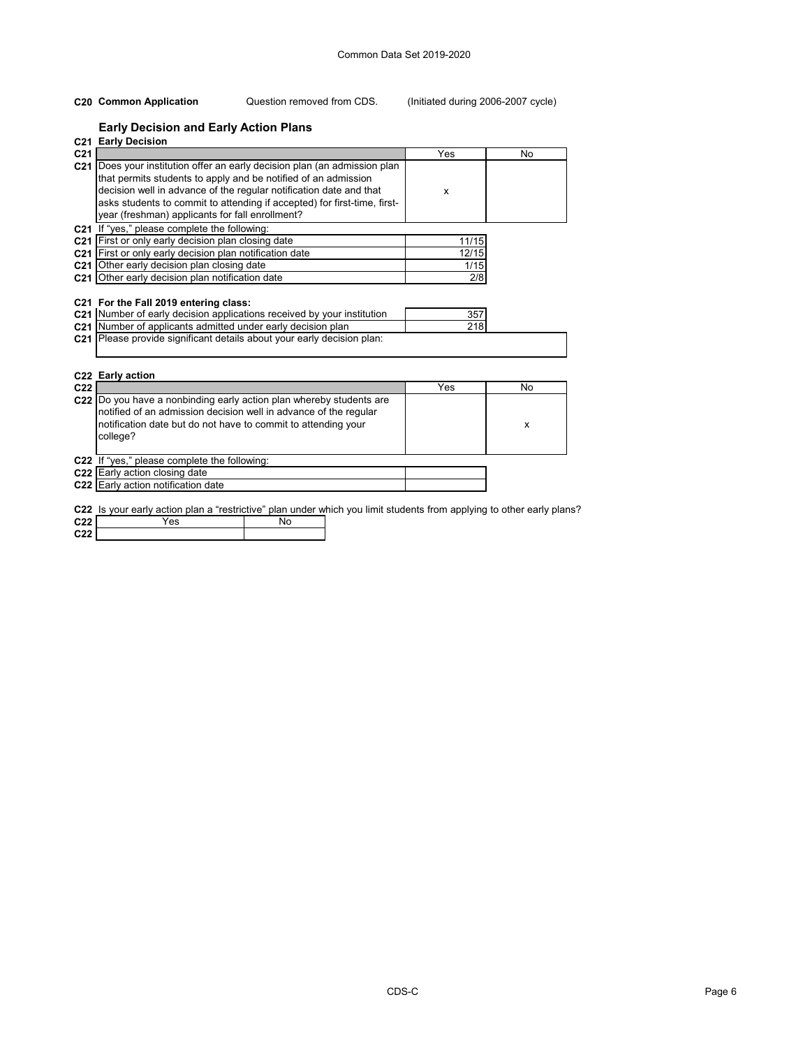**C20 Common Application** Question removed from CDS. (Initiated during 2006-2007 cycle)

## Early Decision and Early Action Plans

**C21 Early Decision**

| | | Yes | No |
|---|---|---|---|
| C21 | Does your institution offer an early decision plan (an admission plan that permits students to apply and be notified of an admission decision well in advance of the regular notification date and that asks students to commit to attending if accepted) for first-time, first-year (freshman) applicants for fall enrollment? | x | |

C21 If "yes," please complete the following:

| | | |
|---|---|---|
| C21 | First or only early decision plan closing date | 11/15 |
| C21 | First or only early decision plan notification date | 12/15 |
| C21 | Other early decision plan closing date | 1/15 |
| C21 | Other early decision plan notification date | 2/8 |

**C21 For the Fall 2019 entering class:**

| | | |
|---|---|---|
| C21 | Number of early decision applications received by your institution | 357 |
| C21 | Number of applicants admitted under early decision plan | 218 |
| C21 | Please provide significant details about your early decision plan: | |

**C22 Early action**

| | | Yes | No |
|---|---|---|---|
| C22 | Do you have a nonbinding early action plan whereby students are notified of an admission decision well in advance of the regular notification date but do not have to commit to attending your college? | | x |

C22 If "yes," please complete the following:

| | | |
|---|---|---|
| C22 | Early action closing date | |
| C22 | Early action notification date | |

C22 Is your early action plan a "restrictive" plan under which you limit students from applying to other early plans?

| | Yes | No |
|---|---|---|
| C22 | | |